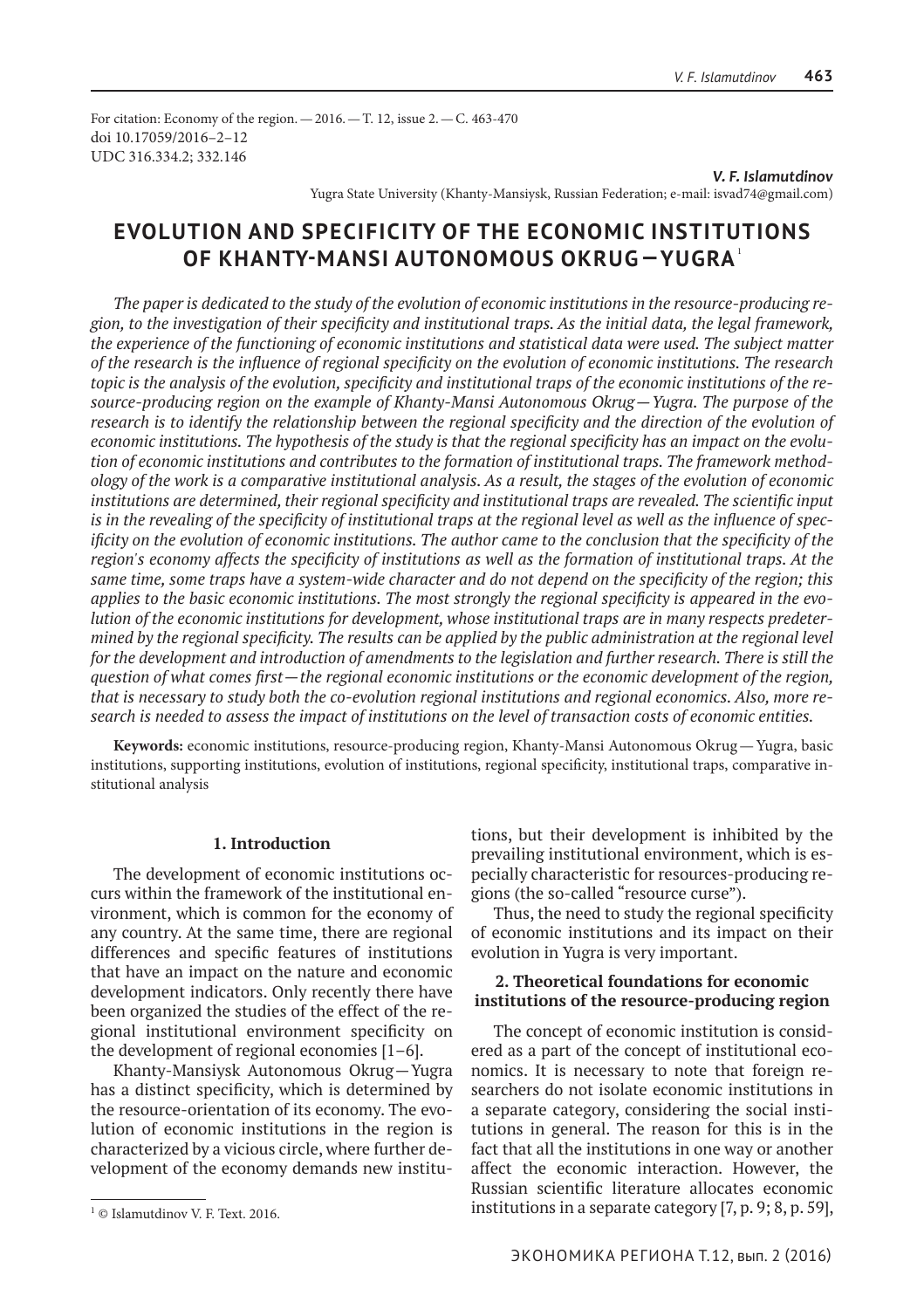For citation: Economy of the region. — 2016. — T. 12, issue 2. — C. 463-470
doi 10.17059/2016–2–12
UDC 316.334.2; 332.146

***V. F. Islamutdinov***
Yugra State University (Khanty-Mansiysk, Russian Federation; e-mail: isvad74@gmail.com)

# EVOLUTION AND SPECIFICITY OF THE ECONOMIC INSTITUTIONS OF KHANTY-MANSI AUTONOMOUS OKRUG — YUGRA [1]

*The paper is dedicated to the study of the evolution of economic institutions in the resource-producing region, to the investigation of their specificity and institutional traps. As the initial data, the legal framework, the experience of the functioning of economic institutions and statistical data were used. The subject matter of the research is the influence of regional specificity on the evolution of economic institutions. The research topic is the analysis of the evolution, specificity and institutional traps of the economic institutions of the resource-producing region on the example of Khanty-Mansi Autonomous Okrug — Yugra. The purpose of the research is to identify the relationship between the regional specificity and the direction of the evolution of economic institutions. The hypothesis of the study is that the regional specificity has an impact on the evolution of economic institutions and contributes to the formation of institutional traps. The framework methodology of the work is a comparative institutional analysis. As a result, the stages of the evolution of economic institutions are determined, their regional specificity and institutional traps are revealed. The scientific input is in the revealing of the specificity of institutional traps at the regional level as well as the influence of specificity on the evolution of economic institutions. The author came to the conclusion that the specificity of the region's economy affects the specificity of institutions as well as the formation of institutional traps. At the same time, some traps have a system-wide character and do not depend on the specificity of the region; this applies to the basic economic institutions. The most strongly the regional specificity is appeared in the evolution of the economic institutions for development, whose institutional traps are in many respects predetermined by the regional specificity. The results can be applied by the public administration at the regional level for the development and introduction of amendments to the legislation and further research. There is still the question of what comes first — the regional economic institutions or the economic development of the region, that is necessary to study both the co-evolution regional institutions and regional economics. Also, more research is needed to assess the impact of institutions on the level of transaction costs of economic entities.*

**Keywords:** economic institutions, resource-producing region, Khanty-Mansi Autonomous Okrug — Yugra, basic institutions, supporting institutions, evolution of institutions, regional specificity, institutional traps, comparative institutional analysis

## 1. Introduction

The development of economic institutions occurs within the framework of the institutional environment, which is common for the economy of any country. At the same time, there are regional differences and specific features of institutions that have an impact on the nature and economic development indicators. Only recently there have been organized the studies of the effect of the regional institutional environment specificity on the development of regional economies [1–6].

Khanty-Mansiysk Autonomous Okrug — Yugra has a distinct specificity, which is determined by the resource-orientation of its economy. The evolution of economic institutions in the region is characterized by a vicious circle, where further development of the economy demands new institutions, but their development is inhibited by the prevailing institutional environment, which is especially characteristic for resources-producing regions (the so-called "resource curse").

Thus, the need to study the regional specificity of economic institutions and its impact on their evolution in Yugra is very important.

## 2. Theoretical foundations for economic institutions of the resource-producing region

The concept of economic institution is considered as a part of the concept of institutional economics. It is necessary to note that foreign researchers do not isolate economic institutions in a separate category, considering the social institutions in general. The reason for this is in the fact that all the institutions in one way or another affect the economic interaction. However, the Russian scientific literature allocates economic institutions in a separate category [7, p. 9; 8, p. 59],

[1] © Islamutdinov V. F. Text. 2016.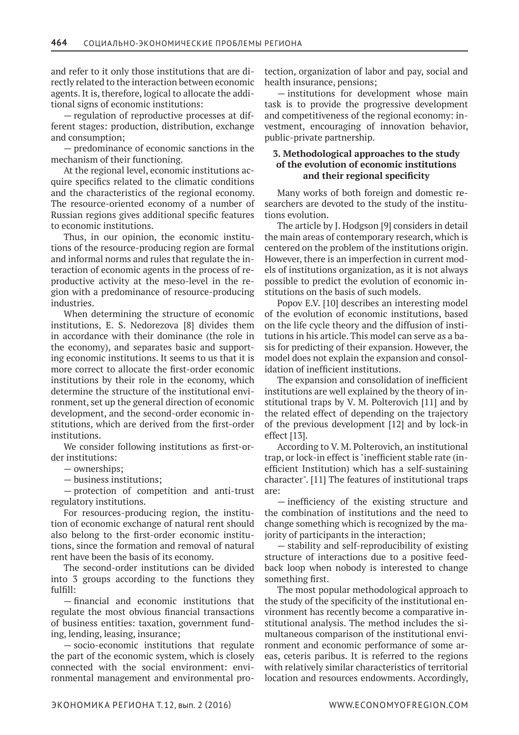and refer to it only those institutions that are directly related to the interaction between economic agents. It is, therefore, logical to allocate the additional signs of economic institutions:

— regulation of reproductive processes at different stages: production, distribution, exchange and consumption;

— predominance of economic sanctions in the mechanism of their functioning.

At the regional level, economic institutions acquire specifics related to the climatic conditions and the characteristics of the regional economy. The resource-oriented economy of a number of Russian regions gives additional specific features to economic institutions.

Thus, in our opinion, the economic institutions of the resource-producing region are formal and informal norms and rules that regulate the interaction of economic agents in the process of reproductive activity at the meso-level in the region with a predominance of resource-producing industries.

When determining the structure of economic institutions, E. S. Nedorezova [8] divides them in accordance with their dominance (the role in the economy), and separates basic and supporting economic institutions. It seems to us that it is more correct to allocate the first-order economic institutions by their role in the economy, which determine the structure of the institutional environment, set up the general direction of economic development, and the second-order economic institutions, which are derived from the first-order institutions.

We consider following institutions as first-order institutions:

— ownerships;

— business institutions;

— protection of competition and anti-trust regulatory institutions.

For resources-producing region, the institution of economic exchange of natural rent should also belong to the first-order economic institutions, since the formation and removal of natural rent have been the basis of its economy.

The second-order institutions can be divided into 3 groups according to the functions they fulfill:

— financial and economic institutions that regulate the most obvious financial transactions of business entities: taxation, government funding, lending, leasing, insurance;

— socio-economic institutions that regulate the part of the economic system, which is closely connected with the social environment: environmental management and environmental protection, organization of labor and pay, social and health insurance, pensions;

— institutions for development whose main task is to provide the progressive development and competitiveness of the regional economy: investment, encouraging of innovation behavior, public-private partnership.

## 3. Methodological approaches to the study of the evolution of economic institutions and their regional specificity

Many works of both foreign and domestic researchers are devoted to the study of the institutions evolution.

The article by J. Hodgson [9] considers in detail the main areas of contemporary research, which is centered on the problem of the institutions origin. However, there is an imperfection in current models of institutions organization, as it is not always possible to predict the evolution of economic institutions on the basis of such models.

Popov E.V. [10] describes an interesting model of the evolution of economic institutions, based on the life cycle theory and the diffusion of institutions in his article. This model can serve as a basis for predicting of their expansion. However, the model does not explain the expansion and consolidation of inefficient institutions.

The expansion and consolidation of inefficient institutions are well explained by the theory of institutional traps by V. M. Polterovich [11] and by the related effect of depending on the trajectory of the previous development [12] and by lock-in effect [13].

According to V. M. Polterovich, an institutional trap, or lock-in effect is "inefficient stable rate (inefficient Institution) which has a self-sustaining character". [11] The features of institutional traps are:

— inefficiency of the existing structure and the combination of institutions and the need to change something which is recognized by the majority of participants in the interaction;

— stability and self-reproducibility of existing structure of interactions due to a positive feedback loop when nobody is interested to change something first.

The most popular methodological approach to the study of the specificity of the institutional environment has recently become a comparative institutional analysis. The method includes the simultaneous comparison of the institutional environment and economic performance of some areas, ceteris paribus. It is referred to the regions with relatively similar characteristics of territorial location and resources endowments. Accordingly,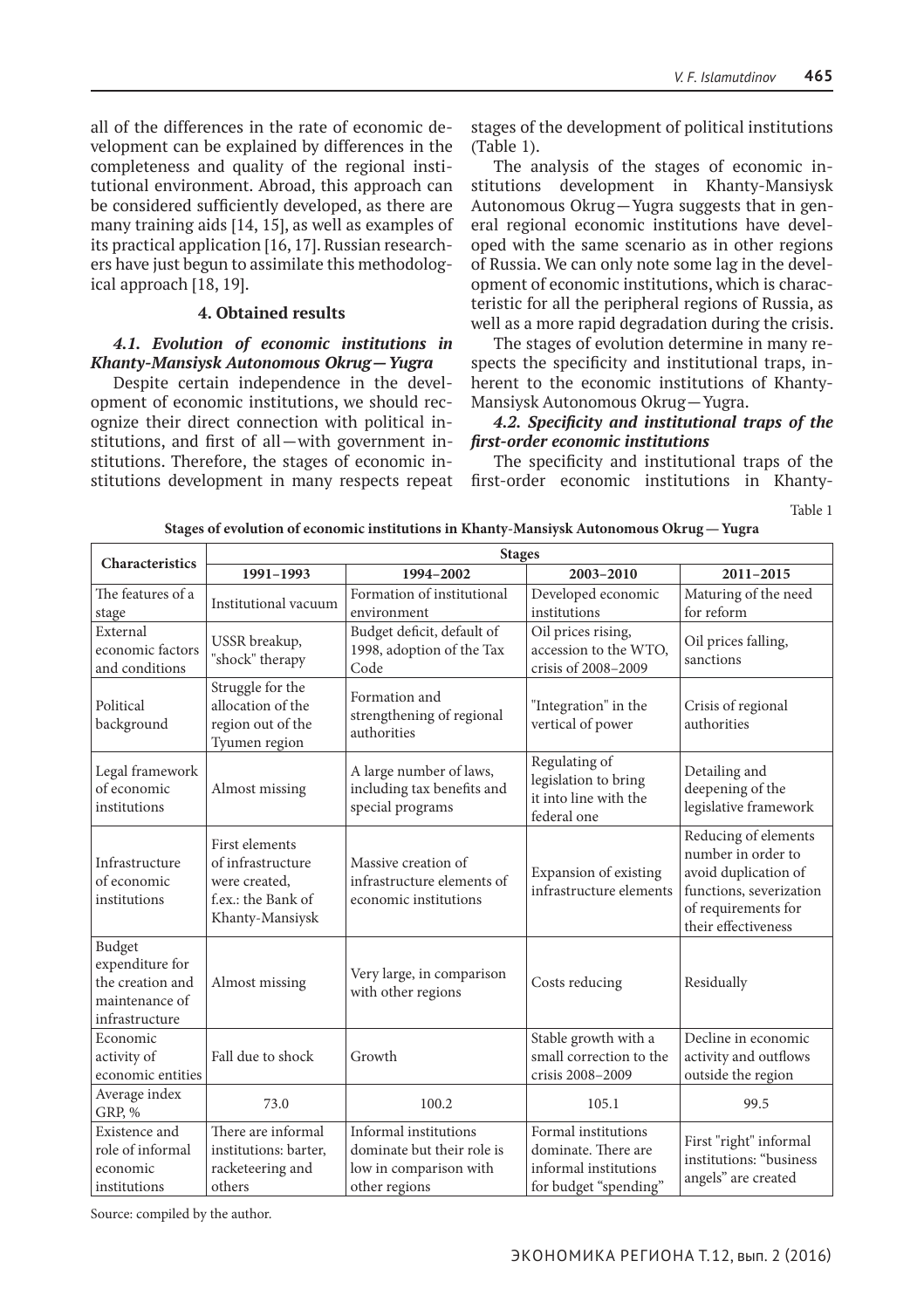all of the differences in the rate of economic development can be explained by differences in the completeness and quality of the regional institutional environment. Abroad, this approach can be considered sufficiently developed, as there are many training aids [14, 15], as well as examples of its practical application [16, 17]. Russian researchers have just begun to assimilate this methodological approach [18, 19].

## 4. Obtained results

### *4.1. Evolution of economic institutions in Khanty-Mansiysk Autonomous Okrug — Yugra*

Despite certain independence in the development of economic institutions, we should recognize their direct connection with political institutions, and first of all — with government institutions. Therefore, the stages of economic institutions development in many respects repeat stages of the development of political institutions (Table 1).

The analysis of the stages of economic institutions development in Khanty-Mansiysk Autonomous Okrug — Yugra suggests that in general regional economic institutions have developed with the same scenario as in other regions of Russia. We can only note some lag in the development of economic institutions, which is characteristic for all the peripheral regions of Russia, as well as a more rapid degradation during the crisis.

The stages of evolution determine in many respects the specificity and institutional traps, inherent to the economic institutions of Khanty-Mansiysk Autonomous Okrug — Yugra.

### *4.2. Specificity and institutional traps of the first-order economic institutions*

The specificity and institutional traps of the first-order economic institutions in Khanty-

Table 1

**Stages of evolution of economic institutions in Khanty-Mansiysk Autonomous Okrug — Yugra**

| Characteristics | Stages | | | |
|---|---|---|---|---|
| | 1991–1993 | 1994–2002 | 2003–2010 | 2011–2015 |
| The features of a stage | Institutional vacuum | Formation of institutional environment | Developed economic institutions | Maturing of the need for reform |
| External economic factors and conditions | USSR breakup, "shock" therapy | Budget deficit, default of 1998, adoption of the Tax Code | Oil prices rising, accession to the WTO, crisis of 2008–2009 | Oil prices falling, sanctions |
| Political background | Struggle for the allocation of the region out of the Tyumen region | Formation and strengthening of regional authorities | "Integration" in the vertical of power | Crisis of regional authorities |
| Legal framework of economic institutions | Almost missing | A large number of laws, including tax benefits and special programs | Regulating of legislation to bring it into line with the federal one | Detailing and deepening of the legislative framework |
| Infrastructure of economic institutions | First elements of infrastructure were created, f.ex.: the Bank of Khanty-Mansiysk | Massive creation of infrastructure elements of economic institutions | Expansion of existing infrastructure elements | Reducing of elements number in order to avoid duplication of functions, severization of requirements for their effectiveness |
| Budget expenditure for the creation and maintenance of infrastructure | Almost missing | Very large, in comparison with other regions | Costs reducing | Residually |
| Economic activity of economic entities | Fall due to shock | Growth | Stable growth with a small correction to the crisis 2008–2009 | Decline in economic activity and outflows outside the region |
| Average index GRP, % | 73.0 | 100.2 | 105.1 | 99.5 |
| Existence and role of informal economic institutions | There are informal institutions: barter, racketeering and others | Informal institutions dominate but their role is low in comparison with other regions | Formal institutions dominate. There are informal institutions for budget "spending" | First "right" informal institutions: "business angels" are created |

Source: compiled by the author.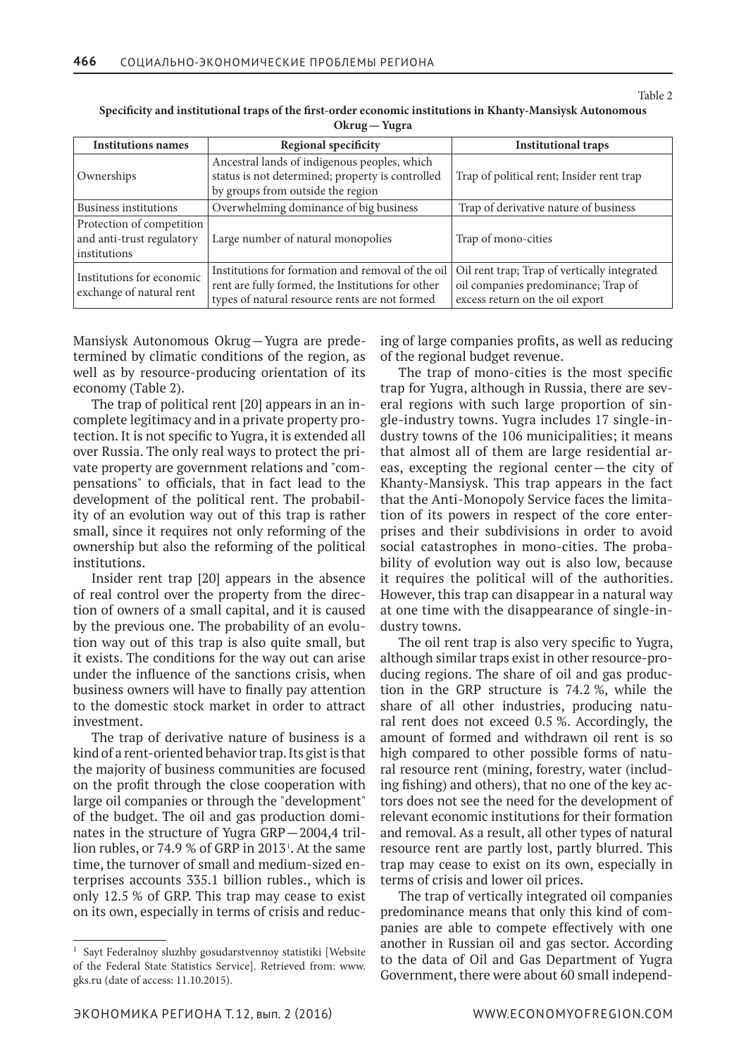Table 2

**Specificity and institutional traps of the first-order economic institutions in Khanty-Mansiysk Autonomous Okrug — Yugra**

| Institutions names | Regional specificity | Institutional traps |
|---|---|---|
| Ownerships | Ancestral lands of indigenous peoples, which status is not determined; property is controlled by groups from outside the region | Trap of political rent; Insider rent trap |
| Business institutions | Overwhelming dominance of big business | Trap of derivative nature of business |
| Protection of competition and anti-trust regulatory institutions | Large number of natural monopolies | Trap of mono-cities |
| Institutions for economic exchange of natural rent | Institutions for formation and removal of the oil rent are fully formed, the Institutions for other types of natural resource rents are not formed | Oil rent trap; Trap of vertically integrated oil companies predominance; Trap of excess return on the oil export |

Mansiysk Autonomous Okrug — Yugra are predetermined by climatic conditions of the region, as well as by resource-producing orientation of its economy (Table 2).

The trap of political rent [20] appears in an incomplete legitimacy and in a private property protection. It is not specific to Yugra, it is extended all over Russia. The only real ways to protect the private property are government relations and "compensations" to officials, that in fact lead to the development of the political rent. The probability of an evolution way out of this trap is rather small, since it requires not only reforming of the ownership but also the reforming of the political institutions.

Insider rent trap [20] appears in the absence of real control over the property from the direction of owners of a small capital, and it is caused by the previous one. The probability of an evolution way out of this trap is also quite small, but it exists. The conditions for the way out can arise under the influence of the sanctions crisis, when business owners will have to finally pay attention to the domestic stock market in order to attract investment.

The trap of derivative nature of business is a kind of a rent-oriented behavior trap. Its gist is that the majority of business communities are focused on the profit through the close cooperation with large oil companies or through the "development" of the budget. The oil and gas production dominates in the structure of Yugra GRP — 2004,4 trillion rubles, or 74.9 % of GRP in 2013[1]. At the same time, the turnover of small and medium-sized enterprises accounts 335.1 billion rubles., which is only 12.5 % of GRP. This trap may cease to exist on its own, especially in terms of crisis and reducing of large companies profits, as well as reducing of the regional budget revenue.

The trap of mono-cities is the most specific trap for Yugra, although in Russia, there are several regions with such large proportion of single-industry towns. Yugra includes 17 single-industry towns of the 106 municipalities; it means that almost all of them are large residential areas, excepting the regional center — the city of Khanty-Mansiysk. This trap appears in the fact that the Anti-Monopoly Service faces the limitation of its powers in respect of the core enterprises and their subdivisions in order to avoid social catastrophes in mono-cities. The probability of evolution way out is also low, because it requires the political will of the authorities. However, this trap can disappear in a natural way at one time with the disappearance of single-industry towns.

The oil rent trap is also very specific to Yugra, although similar traps exist in other resource-producing regions. The share of oil and gas production in the GRP structure is 74.2 %, while the share of all other industries, producing natural rent does not exceed 0.5 %. Accordingly, the amount of formed and withdrawn oil rent is so high compared to other possible forms of natural resource rent (mining, forestry, water (including fishing) and others), that no one of the key actors does not see the need for the development of relevant economic institutions for their formation and removal. As a result, all other types of natural resource rent are partly lost, partly blurred. This trap may cease to exist on its own, especially in terms of crisis and lower oil prices.

The trap of vertically integrated oil companies predominance means that only this kind of companies are able to compete effectively with one another in Russian oil and gas sector. According to the data of Oil and Gas Department of Yugra Government, there were about 60 small independ-

[1] Sayt Federalnoy sluzhby gosudarstvennoy statistiki [Website of the Federal State Statistics Service]. Retrieved from: www.gks.ru (date of access: 11.10.2015).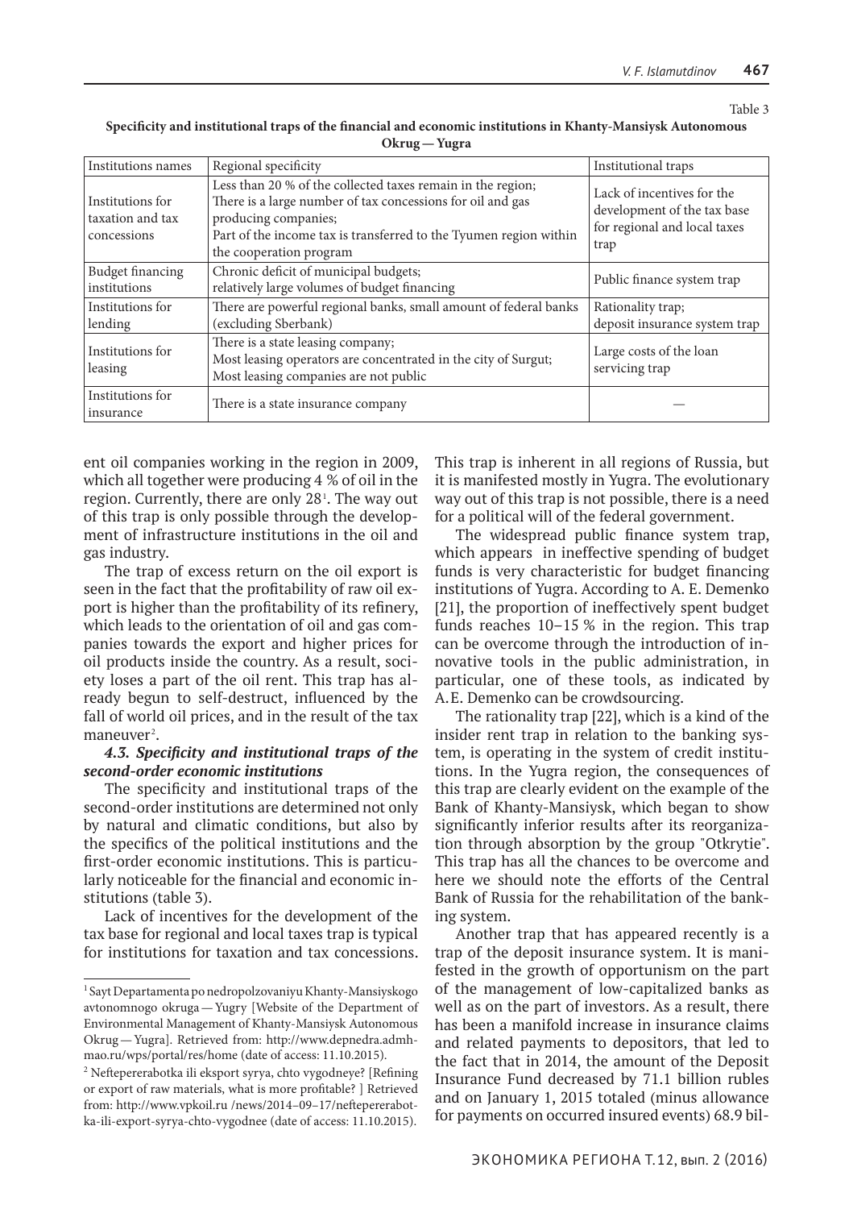Table 3

**Specificity and institutional traps of the financial and economic institutions in Khanty-Mansiysk Autonomous Okrug — Yugra**

| Institutions names | Regional specificity | Institutional traps |
|---|---|---|
| Institutions for taxation and tax concessions | Less than 20 % of the collected taxes remain in the region; There is a large number of tax concessions for oil and gas producing companies; Part of the income tax is transferred to the Tyumen region within the cooperation program | Lack of incentives for the development of the tax base for regional and local taxes trap |
| Budget financing institutions | Chronic deficit of municipal budgets; relatively large volumes of budget financing | Public finance system trap |
| Institutions for lending | There are powerful regional banks, small amount of federal banks (excluding Sberbank) | Rationality trap; deposit insurance system trap |
| Institutions for leasing | There is a state leasing company; Most leasing operators are concentrated in the city of Surgut; Most leasing companies are not public | Large costs of the loan servicing trap |
| Institutions for insurance | There is a state insurance company | — |

ent oil companies working in the region in 2009, which all together were producing 4 % of oil in the region. Currently, there are only 28[1]. The way out of this trap is only possible through the development of infrastructure institutions in the oil and gas industry.

The trap of excess return on the oil export is seen in the fact that the profitability of raw oil export is higher than the profitability of its refinery, which leads to the orientation of oil and gas companies towards the export and higher prices for oil products inside the country. As a result, society loses a part of the oil rent. This trap has already begun to self-destruct, influenced by the fall of world oil prices, and in the result of the tax maneuver[2].

***4.3. Specificity and institutional traps of the second-order economic institutions***

The specificity and institutional traps of the second-order institutions are determined not only by natural and climatic conditions, but also by the specifics of the political institutions and the first-order economic institutions. This is particularly noticeable for the financial and economic institutions (table 3).

Lack of incentives for the development of the tax base for regional and local taxes trap is typical for institutions for taxation and tax concessions. This trap is inherent in all regions of Russia, but it is manifested mostly in Yugra. The evolutionary way out of this trap is not possible, there is a need for a political will of the federal government.

The widespread public finance system trap, which appears in ineffective spending of budget funds is very characteristic for budget financing institutions of Yugra. According to A. E. Demenko [21], the proportion of ineffectively spent budget funds reaches 10–15 % in the region. This trap can be overcome through the introduction of innovative tools in the public administration, in particular, one of these tools, as indicated by A.E. Demenko can be crowdsourcing.

The rationality trap [22], which is a kind of the insider rent trap in relation to the banking system, is operating in the system of credit institutions. In the Yugra region, the consequences of this trap are clearly evident on the example of the Bank of Khanty-Mansiysk, which began to show significantly inferior results after its reorganization through absorption by the group "Otkrytie". This trap has all the chances to be overcome and here we should note the efforts of the Central Bank of Russia for the rehabilitation of the banking system.

Another trap that has appeared recently is a trap of the deposit insurance system. It is manifested in the growth of opportunism on the part of the management of low-capitalized banks as well as on the part of investors. As a result, there has been a manifold increase in insurance claims and related payments to depositors, that led to the fact that in 2014, the amount of the Deposit Insurance Fund decreased by 71.1 billion rubles and on January 1, 2015 totaled (minus allowance for payments on occurred insured events) 68.9 bil-

[1] Sayt Departamenta po nedropolzovaniyu Khanty-Mansiyskogo avtonomnogo okruga — Yugry [Website of the Department of Environmental Management of Khanty-Mansiysk Autonomous Okrug — Yugra]. Retrieved from: http://www.depnedra.admhmao.ru/wps/portal/res/home (date of access: 11.10.2015).

[2] Neftepererabotka ili eksport syrya, chto vygodneye? [Refining or export of raw materials, what is more profitable? ] Retrieved from: http://www.vpkoil.ru /news/2014–09–17/neftepererabotka-ili-export-syrya-chto-vygodnee (date of access: 11.10.2015).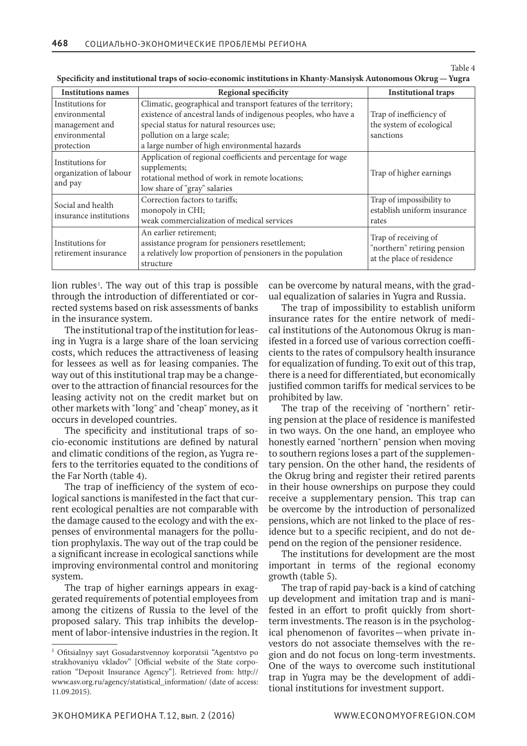Table 4

**Specificity and institutional traps of socio-economic institutions in Khanty-Mansiysk Autonomous Okrug — Yugra**

| Institutions names | Regional specificity | Institutional traps |
|---|---|---|
| Institutions for environmental management and environmental protection | Climatic, geographical and transport features of the territory; existence of ancestral lands of indigenous peoples, who have a special status for natural resources use; pollution on a large scale; a large number of high environmental hazards | Trap of inefficiency of the system of ecological sanctions |
| Institutions for organization of labour and pay | Application of regional coefficients and percentage for wage supplements; rotational method of work in remote locations; low share of "gray" salaries | Trap of higher earnings |
| Social and health insurance institutions | Correction factors to tariffs; monopoly in CHI; weak commercialization of medical services | Trap of impossibility to establish uniform insurance rates |
| Institutions for retirement insurance | An earlier retirement; assistance program for pensioners resettlement; a relatively low proportion of pensioners in the population structure | Trap of receiving of "northern" retiring pension at the place of residence |

lion rubles[1]. The way out of this trap is possible through the introduction of differentiated or corrected systems based on risk assessments of banks in the insurance system.

The institutional trap of the institution for leasing in Yugra is a large share of the loan servicing costs, which reduces the attractiveness of leasing for lessees as well as for leasing companies. The way out of this institutional trap may be a changeover to the attraction of financial resources for the leasing activity not on the credit market but on other markets with "long" and "cheap" money, as it occurs in developed countries.

The specificity and institutional traps of socio-economic institutions are defined by natural and climatic conditions of the region, as Yugra refers to the territories equated to the conditions of the Far North (table 4).

The trap of inefficiency of the system of ecological sanctions is manifested in the fact that current ecological penalties are not comparable with the damage caused to the ecology and with the expenses of environmental managers for the pollution prophylaxis. The way out of the trap could be a significant increase in ecological sanctions while improving environmental control and monitoring system.

The trap of higher earnings appears in exaggerated requirements of potential employees from among the citizens of Russia to the level of the proposed salary. This trap inhibits the development of labor-intensive industries in the region. It can be overcome by natural means, with the gradual equalization of salaries in Yugra and Russia.

The trap of impossibility to establish uniform insurance rates for the entire network of medical institutions of the Autonomous Okrug is manifested in a forced use of various correction coefficients to the rates of compulsory health insurance for equalization of funding. To exit out of this trap, there is a need for differentiated, but economically justified common tariffs for medical services to be prohibited by law.

The trap of the receiving of "northern" retiring pension at the place of residence is manifested in two ways. On the one hand, an employee who honestly earned "northern" pension when moving to southern regions loses a part of the supplementary pension. On the other hand, the residents of the Okrug bring and register their retired parents in their house ownerships on purpose they could receive a supplementary pension. This trap can be overcome by the introduction of personalized pensions, which are not linked to the place of residence but to a specific recipient, and do not depend on the region of the pensioner residence.

The institutions for development are the most important in terms of the regional economy growth (table 5).

The trap of rapid pay-back is a kind of catching up development and imitation trap and is manifested in an effort to profit quickly from short-term investments. The reason is in the psychological phenomenon of favorites — when private investors do not associate themselves with the region and do not focus on long-term investments. One of the ways to overcome such institutional trap in Yugra may be the development of additional institutions for investment support.

---

[1] Ofitsialnyy sayt Gosudarstvennoy korporatsii "Agentstvo po strakhovaniyu vkladov" [Official website of the State corporation "Deposit Insurance Agency"]. Retrieved from: http://www.asv.org.ru/agency/statistical_information/ (date of access: 11.09.2015).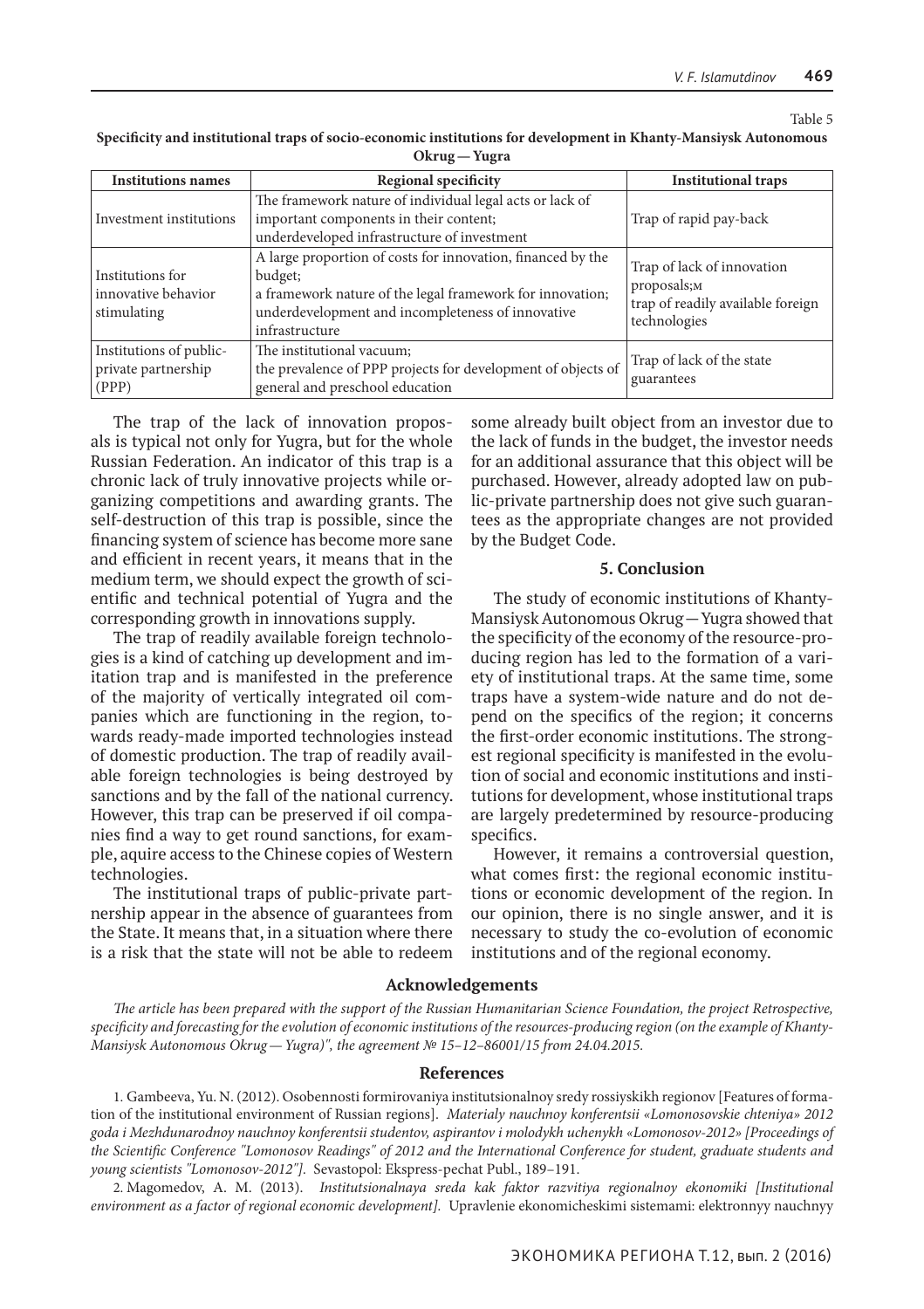Table 5

**Specificity and institutional traps of socio-economic institutions for development in Khanty-Mansiysk Autonomous Okrug — Yugra**

| Institutions names | Regional specificity | Institutional traps |
|---|---|---|
| Investment institutions | The framework nature of individual legal acts or lack of important components in their content; underdeveloped infrastructure of investment | Trap of rapid pay-back |
| Institutions for innovative behavior stimulating | A large proportion of costs for innovation, financed by the budget; a framework nature of the legal framework for innovation; underdevelopment and incompleteness of innovative infrastructure | Trap of lack of innovation proposals;м trap of readily available foreign technologies |
| Institutions of public-private partnership (PPP) | The institutional vacuum; the prevalence of PPP projects for development of objects of general and preschool education | Trap of lack of the state guarantees |

The trap of the lack of innovation proposals is typical not only for Yugra, but for the whole Russian Federation. An indicator of this trap is a chronic lack of truly innovative projects while organizing competitions and awarding grants. The self-destruction of this trap is possible, since the financing system of science has become more sane and efficient in recent years, it means that in the medium term, we should expect the growth of scientific and technical potential of Yugra and the corresponding growth in innovations supply.

The trap of readily available foreign technologies is a kind of catching up development and imitation trap and is manifested in the preference of the majority of vertically integrated oil companies which are functioning in the region, towards ready-made imported technologies instead of domestic production. The trap of readily available foreign technologies is being destroyed by sanctions and by the fall of the national currency. However, this trap can be preserved if oil companies find a way to get round sanctions, for example, aquire access to the Chinese copies of Western technologies.

The institutional traps of public-private partnership appear in the absence of guarantees from the State. It means that, in a situation where there is a risk that the state will not be able to redeem some already built object from an investor due to the lack of funds in the budget, the investor needs for an additional assurance that this object will be purchased. However, already adopted law on public-private partnership does not give such guarantees as the appropriate changes are not provided by the Budget Code.

## 5. Conclusion

The study of economic institutions of Khanty-Mansiysk Autonomous Okrug — Yugra showed that the specificity of the economy of the resource-producing region has led to the formation of a variety of institutional traps. At the same time, some traps have a system-wide nature and do not depend on the specifics of the region; it concerns the first-order economic institutions. The strongest regional specificity is manifested in the evolution of social and economic institutions and institutions for development, whose institutional traps are largely predetermined by resource-producing specifics.

However, it remains a controversial question, what comes first: the regional economic institutions or economic development of the region. In our opinion, there is no single answer, and it is necessary to study the co-evolution of economic institutions and of the regional economy.

## Acknowledgements

*The article has been prepared with the support of the Russian Humanitarian Science Foundation, the project Retrospective, specificity and forecasting for the evolution of economic institutions of the resources-producing region (on the example of Khanty-Mansiysk Autonomous Okrug — Yugra)", the agreement № 15–12–86001/15 from 24.04.2015.*

## References

1. Gambeeva, Yu. N. (2012). Osobennosti formirovaniya institutsionalnoy sredy rossiyskikh regionov [Features of formation of the institutional environment of Russian regions]. *Materialy nauchnoy konferentsii «Lomonosovskie chteniya» 2012 goda i Mezhdunarodnoy nauchnoy konferentsii studentov, aspirantov i molodykh uchenykh «Lomonosov-2012» [Proceedings of the Scientific Conference "Lomonosov Readings" of 2012 and the International Conference for student, graduate students and young scientists "Lomonosov-2012"].* Sevastopol: Ekspress-pechat Publ., 189–191.

2. Magomedov, A. M. (2013). *Institutsionalnaya sreda kak faktor razvitiya regionalnoy ekonomiki [Institutional environment as a factor of regional economic development].* Upravlenie ekonomicheskimi sistemami: elektronnyy nauchnyy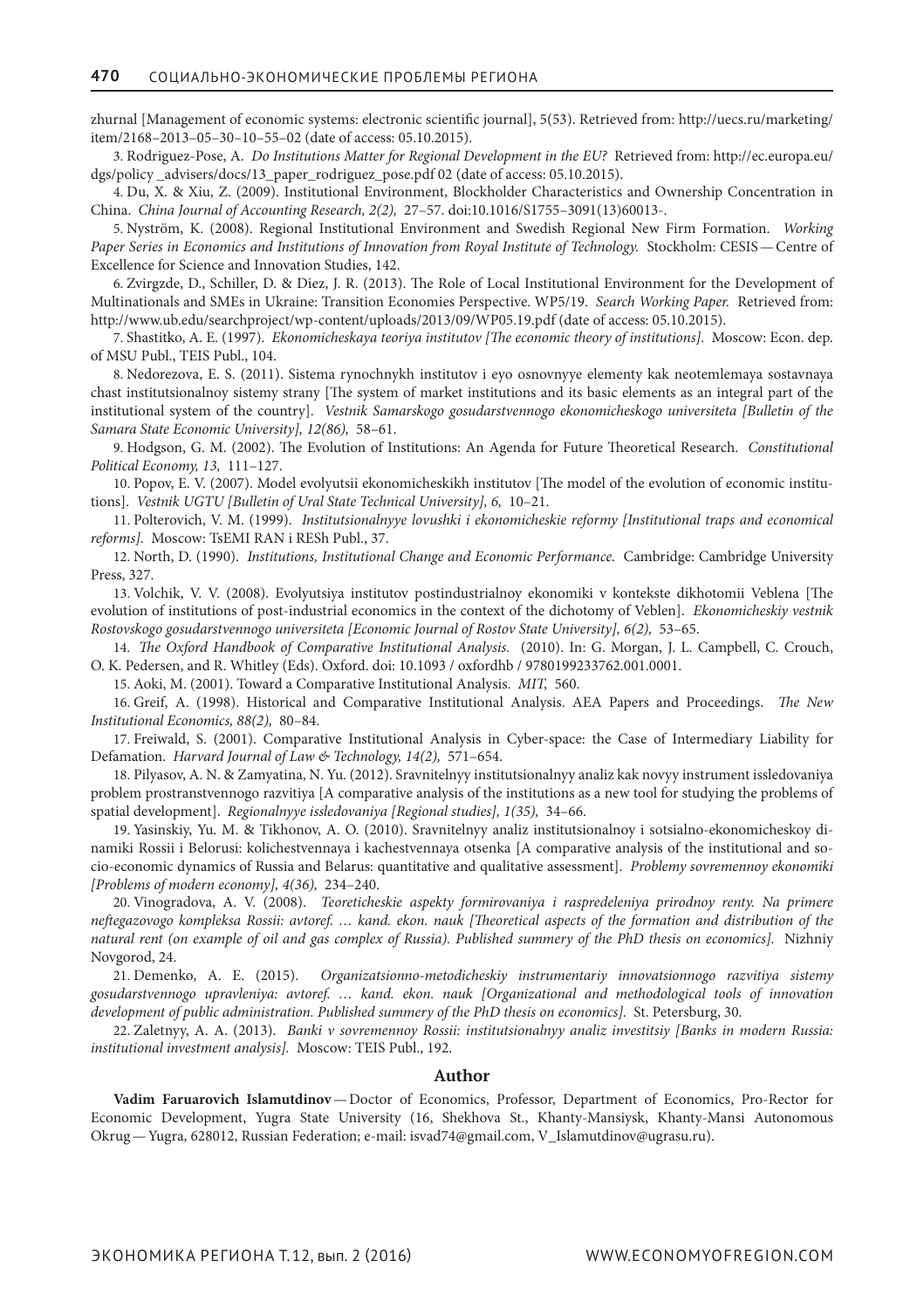zhurnal [Management of economic systems: electronic scientific journal], 5(53). Retrieved from: http://uecs.ru/marketing/item/2168–2013–05–30–10–55–02 (date of access: 05.10.2015).

3. Rodriguez-Pose, A. *Do Institutions Matter for Regional Development in the EU?* Retrieved from: http://ec.europa.eu/dgs/policy _advisers/docs/13_paper_rodriguez_pose.pdf 02 (date of access: 05.10.2015).

4. Du, X. & Xiu, Z. (2009). Institutional Environment, Blockholder Characteristics and Ownership Concentration in China. *China Journal of Accounting Research, 2(2),* 27–57. doi:10.1016/S1755–3091(13)60013-.

5. Nyström, K. (2008). Regional Institutional Environment and Swedish Regional New Firm Formation. *Working Paper Series in Economics and Institutions of Innovation from Royal Institute of Technology.* Stockholm: CESIS — Centre of Excellence for Science and Innovation Studies, 142.

6. Zvirgzde, D., Schiller, D. & Diez, J. R. (2013). The Role of Local Institutional Environment for the Development of Multinationals and SMEs in Ukraine: Transition Economies Perspective. WP5/19. *Search Working Paper.* Retrieved from: http://www.ub.edu/searchproject/wp-content/uploads/2013/09/WP05.19.pdf (date of access: 05.10.2015).

7. Shastitko, A. E. (1997). *Ekonomicheskaya teoriya institutov [The economic theory of institutions].* Moscow: Econ. dep. of MSU Publ., TEIS Publ., 104.

8. Nedorezova, E. S. (2011). Sistema rynochnykh institutov i eyo osnovnyye elementy kak neotemlemaya sostavnaya chast institutsionalnoy sistemy strany [The system of market institutions and its basic elements as an integral part of the institutional system of the country]. *Vestnik Samarskogo gosudarstvennogo ekonomicheskogo universiteta [Bulletin of the Samara State Economic University], 12(86),* 58–61.

9. Hodgson, G. M. (2002). The Evolution of Institutions: An Agenda for Future Theoretical Research. *Constitutional Political Economy, 13,* 111–127.

10. Popov, E. V. (2007). Model evolyutsii ekonomicheskikh institutov [The model of the evolution of economic institutions]. *Vestnik UGTU [Bulletin of Ural State Technical University], 6,* 10–21.

11. Polterovich, V. M. (1999). *Institutsionalnyye lovushki i ekonomicheskie reformy [Institutional traps and economical reforms].* Moscow: TsEMI RAN i REShPubl., 37.

12. North, D. (1990). *Institutions, Institutional Change and Economic Performance.* Cambridge: Cambridge University Press, 327.

13. Volchik, V. V. (2008). Evolyutsiya institutov postindustrialnoy ekonomiki v kontekste dikhotomii Veblena [The evolution of institutions of post-industrial economics in the context of the dichotomy of Veblen]. *Ekonomicheskiy vestnik Rostovskogo gosudarstvennogo universiteta [Economic Journal of Rostov State University], 6(2),* 53–65.

14. *The Oxford Handbook of Comparative Institutional Analysis.* (2010). In: G. Morgan, J. L. Campbell, C. Crouch, O. K. Pedersen, and R. Whitley (Eds). Oxford. doi: 10.1093 / oxfordhb / 9780199233762.001.0001.

15. Aoki, M. (2001). Toward a Comparative Institutional Analysis. *MIT,* 560.

16. Greif, A. (1998). Historical and Comparative Institutional Analysis. AEA Papers and Proceedings. *The New Institutional Economics, 88(2),* 80–84.

17. Freiwald, S. (2001). Comparative Institutional Analysis in Cyber-space: the Case of Intermediary Liability for Defamation. *Harvard Journal of Law & Technology, 14(2),* 571–654.

18. Pilyasov, A. N. & Zamyatina, N. Yu. (2012). Sravnitelnyy institutsionalnyy analiz kak novyy instrument issledovaniya problem prostranstvennogo razvitiya [A comparative analysis of the institutions as a new tool for studying the problems of spatial development]. *Regionalnyye issledovaniya [Regional studies], 1(35),* 34–66.

19. Yasinskiy, Yu. M. & Tikhonov, A. O. (2010). Sravnitelnyy analiz institutsionalnoy i sotsialno-ekonomicheskoy dinamiki Rossii i Belorusi: kolichestvennaya i kachestvennaya otsenka [A comparative analysis of the institutional and socio-economic dynamics of Russia and Belarus: quantitative and qualitative assessment]. *Problemy sovremennoy ekonomiki [Problems of modern economy], 4(36),* 234–240.

20. Vinogradova, A. V. (2008). *Teoreticheskie aspekty formirovaniya i raspredeleniya prirodnoy renty. Na primere neftegazovogo kompleksa Rossii: avtoref. … kand. ekon. nauk [Theoretical aspects of the formation and distribution of the natural rent (on example of oil and gas complex of Russia). Published summery of the PhD thesis on economics].* Nizhniy Novgorod, 24.

21. Demenko, A. E. (2015). *Organizatsionno-metodicheskiy instrumentariy innovatsionnogo razvitiya sistemy gosudarstvennogo upravleniya: avtoref. … kand. ekon. nauk [Organizational and methodological tools of innovation development of public administration. Published summery of the PhD thesis on economics].* St. Petersburg, 30.

22. Zaletnyy, A. A. (2013). *Banki v sovremennoy Rossii: institutsionalnyy analiz investitsiy [Banks in modern Russia: institutional investment analysis].* Moscow: TEIS Publ., 192.

## Author

**Vadim Faruarovich Islamutdinov** — Doctor of Economics, Professor, Department of Economics, Pro-Rector for Economic Development, Yugra State University (16, Shekhova St., Khanty-Mansiysk, Khanty-Mansi Autonomous Okrug — Yugra, 628012, Russian Federation; e-mail: isvad74@gmail.com, V_Islamutdinov@ugrasu.ru).